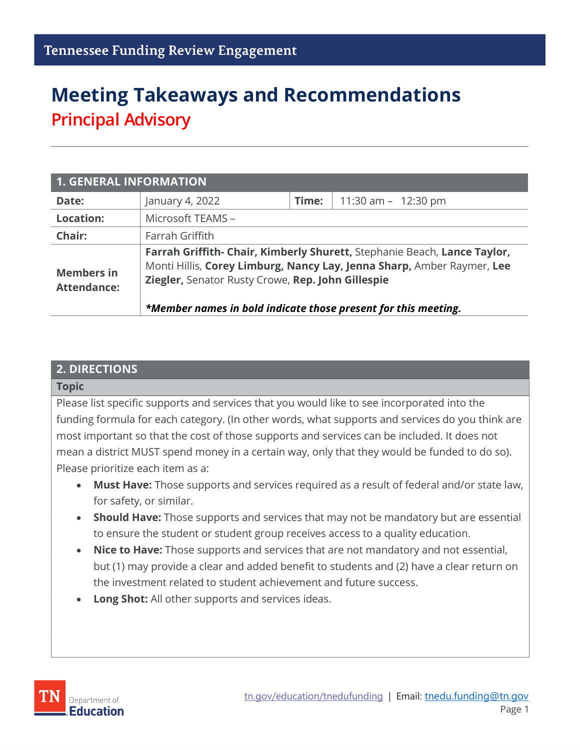Tennessee Funding Review Engagement

# Meeting Takeaways and Recommendations

## Principal Advisory

| 1. GENERAL INFORMATION | | | |
|---|---|---|---|
| **Date:** | January 4, 2022 | **Time:** | 11:30 am – 12:30 pm |
| **Location:** | Microsoft TEAMS – | | |
| **Chair:** | Farrah Griffith | | |
| **Members in Attendance:** | **Farrah Griffith- Chair, Kimberly Shurett,** Stephanie Beach, **Lance Taylor,** Monti Hillis, **Corey Limburg, Nancy Lay, Jenna Sharp,** Amber Raymer, **Lee Ziegler,** Senator Rusty Crowe, **Rep. John Gillespie**<br><br>***\*Member names in bold indicate those present for this meeting.*** | | |

## 2. DIRECTIONS

**Topic**

Please list specific supports and services that you would like to see incorporated into the funding formula for each category. (In other words, what supports and services do you think are most important so that the cost of those supports and services can be included. It does not mean a district MUST spend money in a certain way, only that they would be funded to do so). Please prioritize each item as a:

- **Must Have:** Those supports and services required as a result of federal and/or state law, for safety, or similar.
- **Should Have:** Those supports and services that may not be mandatory but are essential to ensure the student or student group receives access to a quality education.
- **Nice to Have:** Those supports and services that are not mandatory and not essential, but (1) may provide a clear and added benefit to students and (2) have a clear return on the investment related to student achievement and future success.
- **Long Shot:** All other supports and services ideas.

tn.gov/education/tnedufunding | Email: tnedu.funding@tn.gov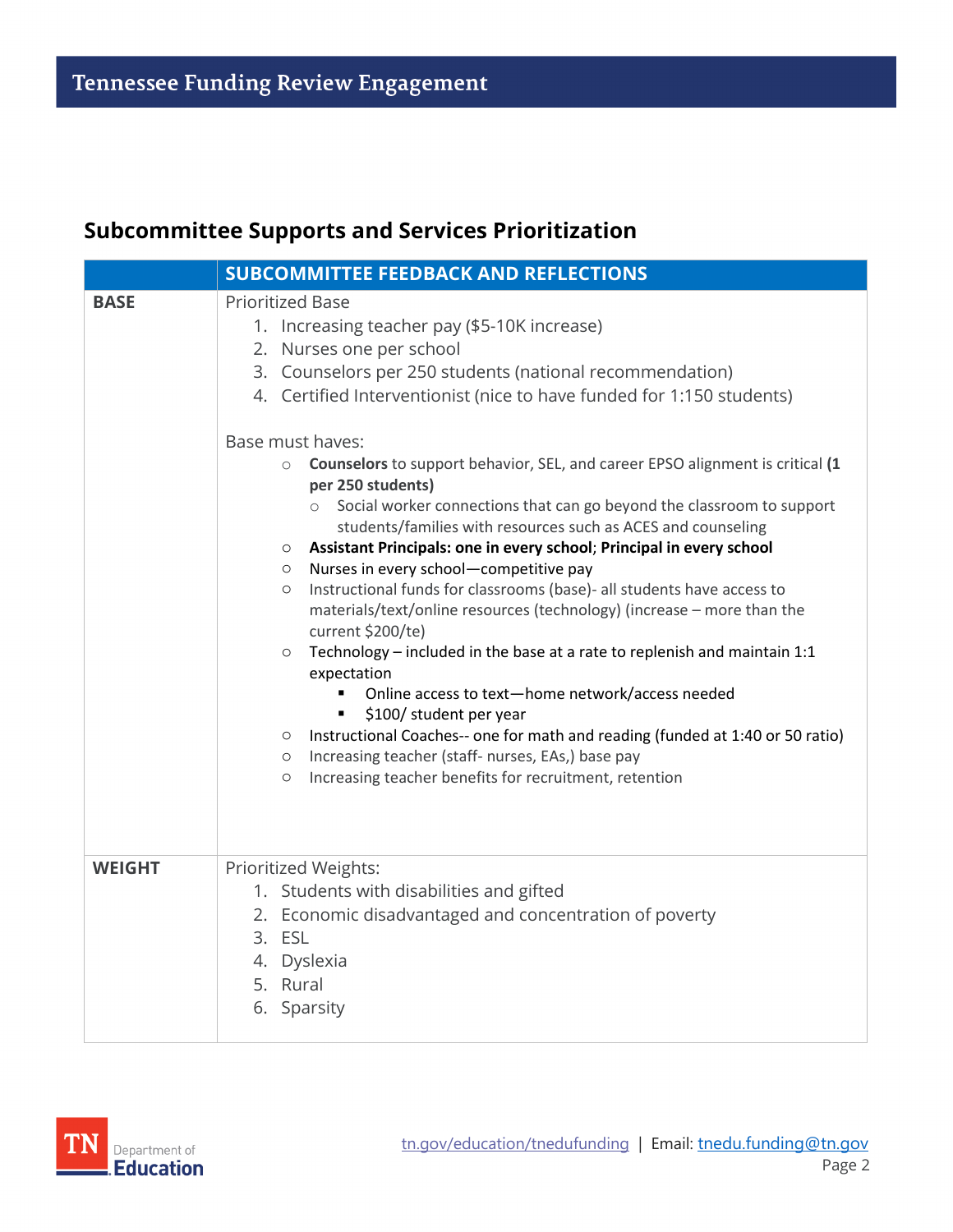## Subcommittee Supports and Services Prioritization

| | SUBCOMMITTEE FEEDBACK AND REFLECTIONS |
|---|---|
| **BASE** | Prioritized Base<br>1. Increasing teacher pay ($5-10K increase)<br>2. Nurses one per school<br>3. Counselors per 250 students (national recommendation)<br>4. Certified Interventionist (nice to have funded for 1:150 students)<br><br>Base must haves:<br>○ **Counselors** to support behavior, SEL, and career EPSO alignment is critical **(1 per 250 students)**<br>&nbsp;&nbsp;&nbsp;&nbsp;○ Social worker connections that can go beyond the classroom to support students/families with resources such as ACES and counseling<br>○ **Assistant Principals: one in every school**; **Principal in every school**<br>○ Nurses in every school—competitive pay<br>○ Instructional funds for classrooms (base)- all students have access to materials/text/online resources (technology) (increase – more than the current $200/te)<br>○ Technology – included in the base at a rate to replenish and maintain 1:1 expectation<br>&nbsp;&nbsp;&nbsp;&nbsp;▪ Online access to text—home network/access needed<br>&nbsp;&nbsp;&nbsp;&nbsp;▪ $100/ student per year<br>○ Instructional Coaches-- one for math and reading (funded at 1:40 or 50 ratio)<br>○ Increasing teacher (staff- nurses, EAs,) base pay<br>○ Increasing teacher benefits for recruitment, retention |
| **WEIGHT** | Prioritized Weights:<br>1. Students with disabilities and gifted<br>2. Economic disadvantaged and concentration of poverty<br>3. ESL<br>4. Dyslexia<br>5. Rural<br>6. Sparsity |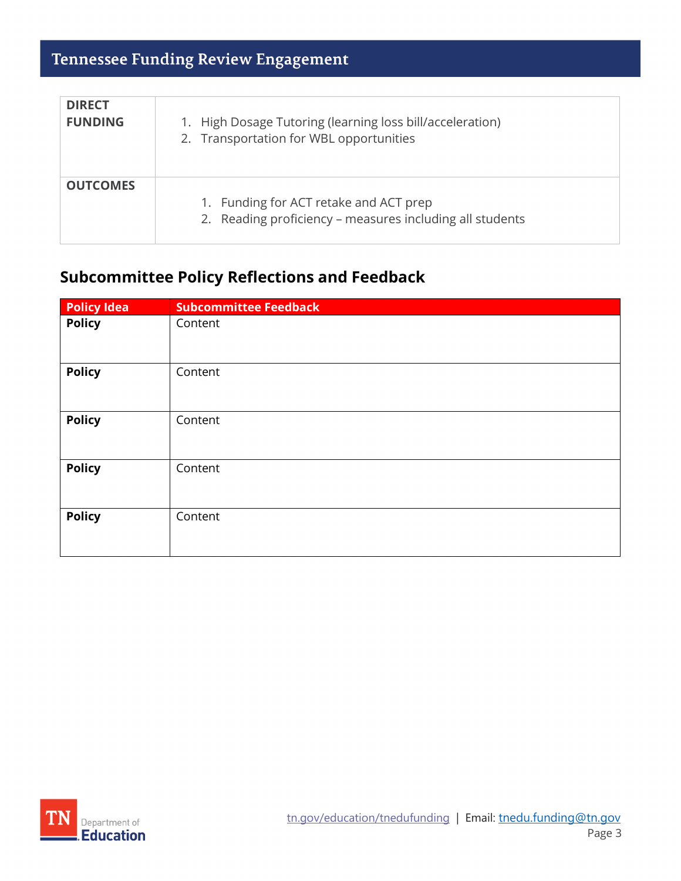| | |
|---|---|
| **DIRECT FUNDING** | 1. High Dosage Tutoring (learning loss bill/acceleration)<br>2. Transportation for WBL opportunities |
| **OUTCOMES** | 1. Funding for ACT retake and ACT prep<br>2. Reading proficiency – measures including all students |

## Subcommittee Policy Reflections and Feedback

| Policy Idea | Subcommittee Feedback |
|---|---|
| **Policy** | Content |
| **Policy** | Content |
| **Policy** | Content |
| **Policy** | Content |
| **Policy** | Content |